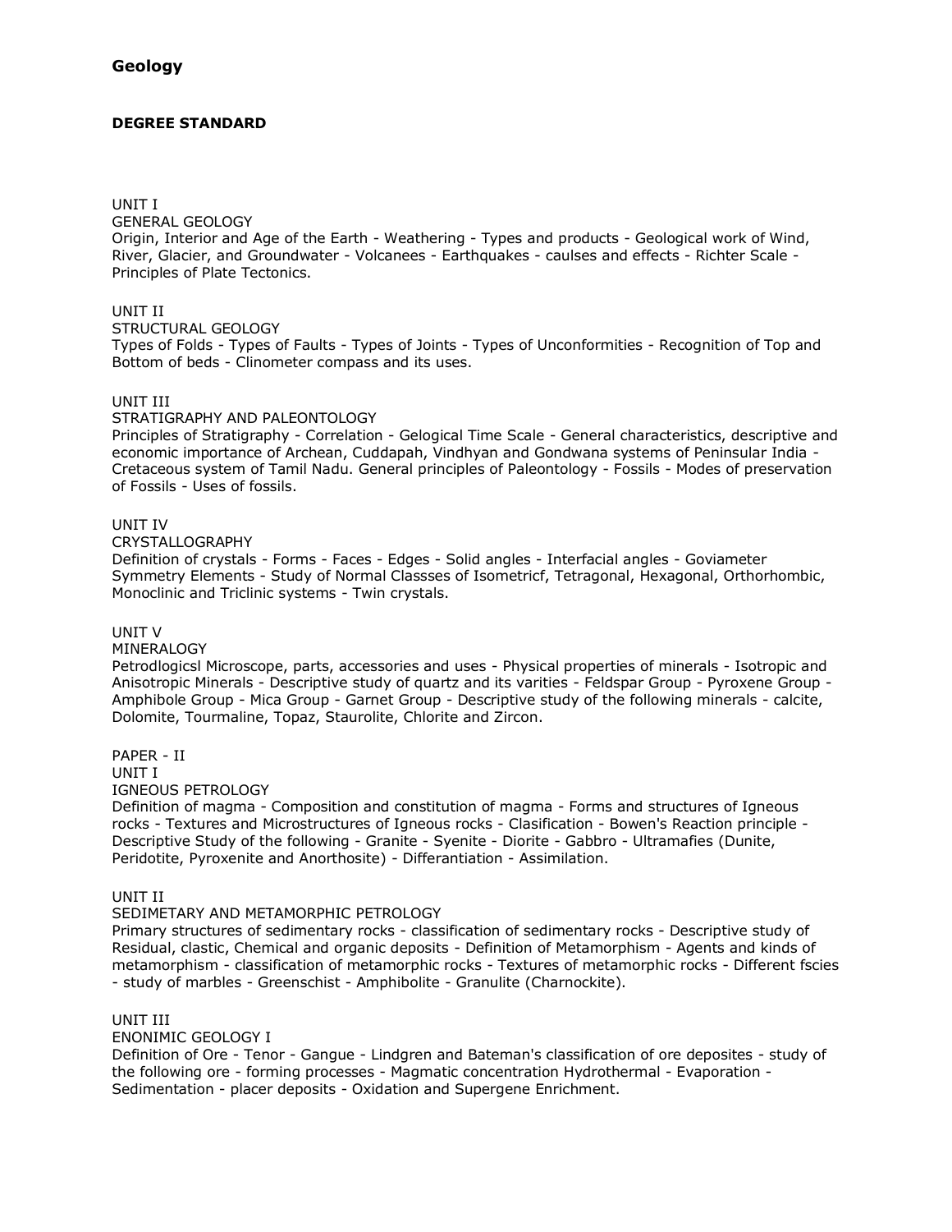# Geology

## DEGREE STANDARD

UNIT I

GENERAL GEOLOGY

Origin, Interior and Age of the Earth - Weathering - Types and products - Geological work of Wind, River, Glacier, and Groundwater - Volcanees - Earthquakes - caulses and effects - Richter Scale - Principles of Plate Tectonics.

UNIT II

STRUCTURAL GEOLOGY

Types of Folds - Types of Faults - Types of Joints - Types of Unconformities - Recognition of Top and Bottom of beds - Clinometer compass and its uses.

UNIT III

STRATIGRAPHY AND PALEONTOLOGY

Principles of Stratigraphy - Correlation - Gelogical Time Scale - General characteristics, descriptive and economic importance of Archean, Cuddapah, Vindhyan and Gondwana systems of Peninsular India - Cretaceous system of Tamil Nadu. General principles of Paleontology - Fossils - Modes of preservation of Fossils - Uses of fossils.

UNIT IV

CRYSTALLOGRAPHY

Definition of crystals - Forms - Faces - Edges - Solid angles - Interfacial angles - Goviameter Symmetry Elements - Study of Normal Classses of Isometricf, Tetragonal, Hexagonal, Orthorhombic, Monoclinic and Triclinic systems - Twin crystals.

UNIT V

MINERALOGY

Petrodlogicsl Microscope, parts, accessories and uses - Physical properties of minerals - Isotropic and Anisotropic Minerals - Descriptive study of quartz and its varities - Feldspar Group - Pyroxene Group - Amphibole Group - Mica Group - Garnet Group - Descriptive study of the following minerals - calcite, Dolomite, Tourmaline, Topaz, Staurolite, Chlorite and Zircon.

PAPER - II

UNIT I

IGNEOUS PETROLOGY

Definition of magma - Composition and constitution of magma - Forms and structures of Igneous rocks - Textures and Microstructures of Igneous rocks - Clasification - Bowen's Reaction principle - Descriptive Study of the following - Granite - Syenite - Diorite - Gabbro - Ultramafies (Dunite, Peridotite, Pyroxenite and Anorthosite) - Differantiation - Assimilation.

UNIT II

SEDIMETARY AND METAMORPHIC PETROLOGY

Primary structures of sedimentary rocks - classification of sedimentary rocks - Descriptive study of Residual, clastic, Chemical and organic deposits - Definition of Metamorphism - Agents and kinds of metamorphism - classification of metamorphic rocks - Textures of metamorphic rocks - Different fscies - study of marbles - Greenschist - Amphibolite - Granulite (Charnockite).

UNIT III

ENONIMIC GEOLOGY I

Definition of Ore - Tenor - Gangue - Lindgren and Bateman's classification of ore deposites - study of the following ore - forming processes - Magmatic concentration Hydrothermal - Evaporation - Sedimentation - placer deposits - Oxidation and Supergene Enrichment.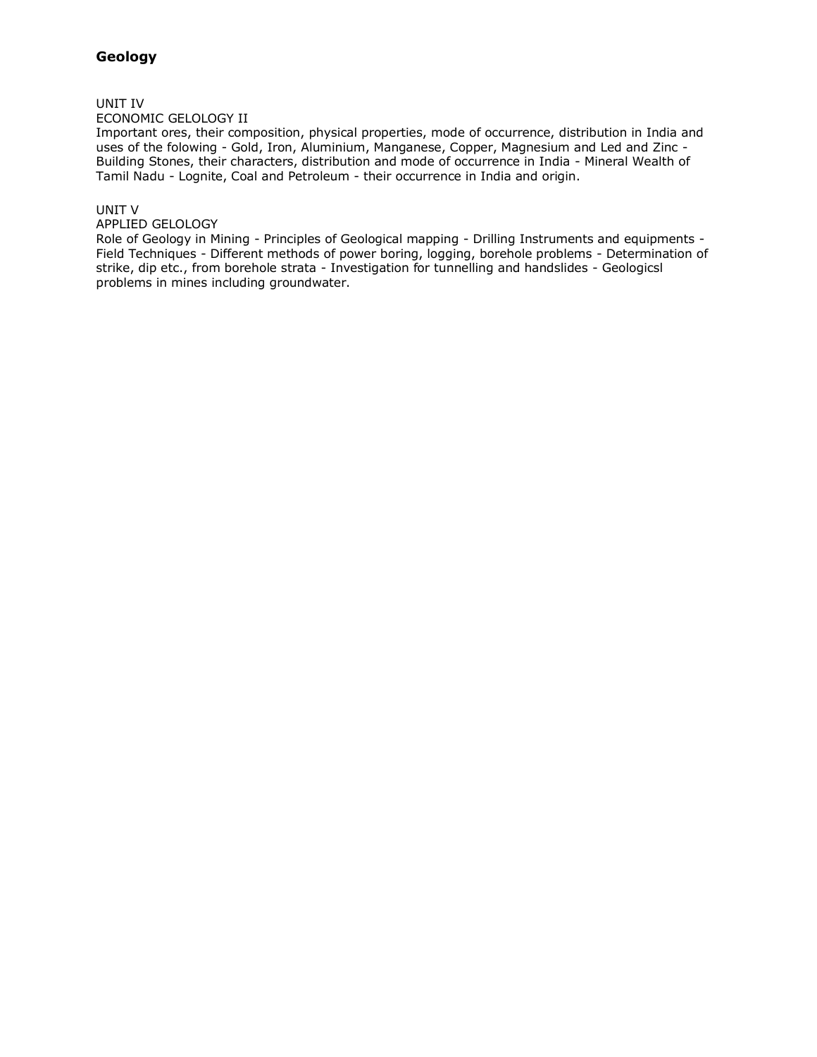## Geology

UNIT IV
ECONOMIC GELOLOGY II
Important ores, their composition, physical properties, mode of occurrence, distribution in India and uses of the folowing - Gold, Iron, Aluminium, Manganese, Copper, Magnesium and Led and Zinc - Building Stones, their characters, distribution and mode of occurrence in India - Mineral Wealth of Tamil Nadu - Lognite, Coal and Petroleum - their occurrence in India and origin.

UNIT V
APPLIED GELOLOGY
Role of Geology in Mining - Principles of Geological mapping - Drilling Instruments and equipments - Field Techniques - Different methods of power boring, logging, borehole problems - Determination of strike, dip etc., from borehole strata - Investigation for tunnelling and handslides - Geologicsl problems in mines including groundwater.